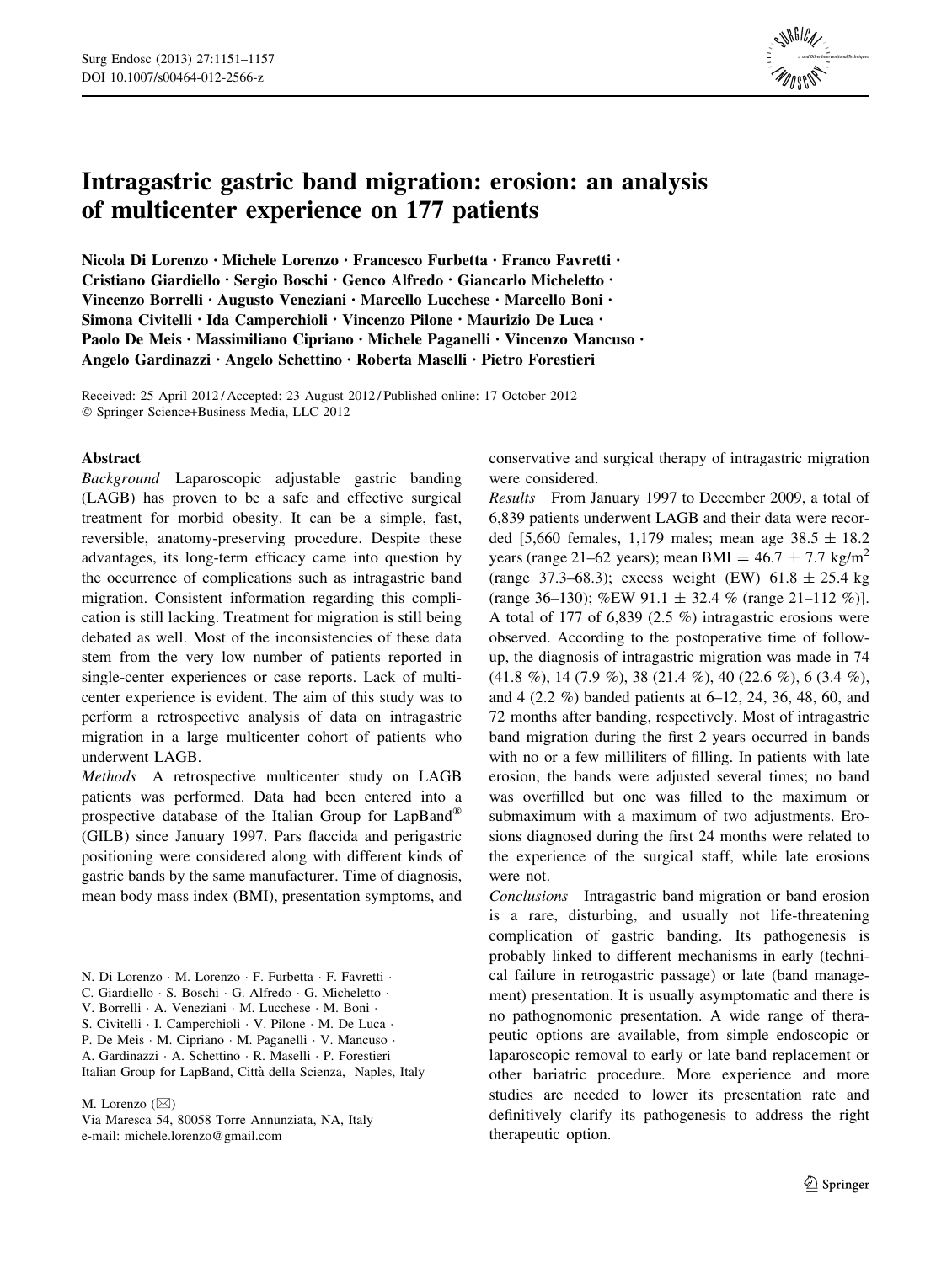# Intragastric gastric band migration: erosion: an analysis of multicenter experience on 177 patients

Nicola Di Lorenzo · Michele Lorenzo · Francesco Furbetta · Franco Favretti · Cristiano Giardiello · Sergio Boschi · Genco Alfredo · Giancarlo Micheletto · Vincenzo Borrelli · Augusto Veneziani · Marcello Lucchese · Marcello Boni · Simona Civitelli · Ida Camperchioli · Vincenzo Pilone · Maurizio De Luca · Paolo De Meis · Massimiliano Cipriano · Michele Paganelli · Vincenzo Mancuso · Angelo Gardinazzi · Angelo Schettino · Roberta Maselli · Pietro Forestieri

Received: 25 April 2012 / Accepted: 23 August 2012 / Published online: 17 October 2012
© Springer Science+Business Media, LLC 2012

## Abstract

*Background* Laparoscopic adjustable gastric banding (LAGB) has proven to be a safe and effective surgical treatment for morbid obesity. It can be a simple, fast, reversible, anatomy-preserving procedure. Despite these advantages, its long-term efficacy came into question by the occurrence of complications such as intragastric band migration. Consistent information regarding this complication is still lacking. Treatment for migration is still being debated as well. Most of the inconsistencies of these data stem from the very low number of patients reported in single-center experiences or case reports. Lack of multicenter experience is evident. The aim of this study was to perform a retrospective analysis of data on intragastric migration in a large multicenter cohort of patients who underwent LAGB.

*Methods* A retrospective multicenter study on LAGB patients was performed. Data had been entered into a prospective database of the Italian Group for LapBand® (GILB) since January 1997. Pars flaccida and perigastric positioning were considered along with different kinds of gastric bands by the same manufacturer. Time of diagnosis, mean body mass index (BMI), presentation symptoms, and conservative and surgical therapy of intragastric migration were considered.

*Results* From January 1997 to December 2009, a total of 6,839 patients underwent LAGB and their data were recorded [5,660 females, 1,179 males; mean age 38.5 ± 18.2 years (range 21–62 years); mean BMI = 46.7 ± 7.7 kg/m$^2$ (range 37.3–68.3); excess weight (EW) 61.8 ± 25.4 kg (range 36–130); %EW 91.1 ± 32.4 % (range 21–112 %)]. A total of 177 of 6,839 (2.5 %) intragastric erosions were observed. According to the postoperative time of follow-up, the diagnosis of intragastric migration was made in 74 (41.8 %), 14 (7.9 %), 38 (21.4 %), 40 (22.6 %), 6 (3.4 %), and 4 (2.2 %) banded patients at 6–12, 24, 36, 48, 60, and 72 months after banding, respectively. Most of intragastric band migration during the first 2 years occurred in bands with no or a few milliliters of filling. In patients with late erosion, the bands were adjusted several times; no band was overfilled but one was filled to the maximum or submaximum with a maximum of two adjustments. Erosions diagnosed during the first 24 months were related to the experience of the surgical staff, while late erosions were not.

*Conclusions* Intragastric band migration or band erosion is a rare, disturbing, and usually not life-threatening complication of gastric banding. Its pathogenesis is probably linked to different mechanisms in early (technical failure in retrogastric passage) or late (band management) presentation. It is usually asymptomatic and there is no pathognomonic presentation. A wide range of therapeutic options are available, from simple endoscopic or laparoscopic removal to early or late band replacement or other bariatric procedure. More experience and more studies are needed to lower its presentation rate and definitively clarify its pathogenesis to address the right therapeutic option.

---

N. Di Lorenzo · M. Lorenzo · F. Furbetta · F. Favretti · C. Giardiello · S. Boschi · G. Alfredo · G. Micheletto · V. Borrelli · A. Veneziani · M. Lucchese · M. Boni · S. Civitelli · I. Camperchioli · V. Pilone · M. De Luca · P. De Meis · M. Cipriano · M. Paganelli · V. Mancuso · A. Gardinazzi · A. Schettino · R. Maselli · P. Forestieri
Italian Group for LapBand, Città della Scienza, Naples, Italy

M. Lorenzo (✉)
Via Maresca 54, 80058 Torre Annunziata, NA, Italy
e-mail: michele.lorenzo@gmail.com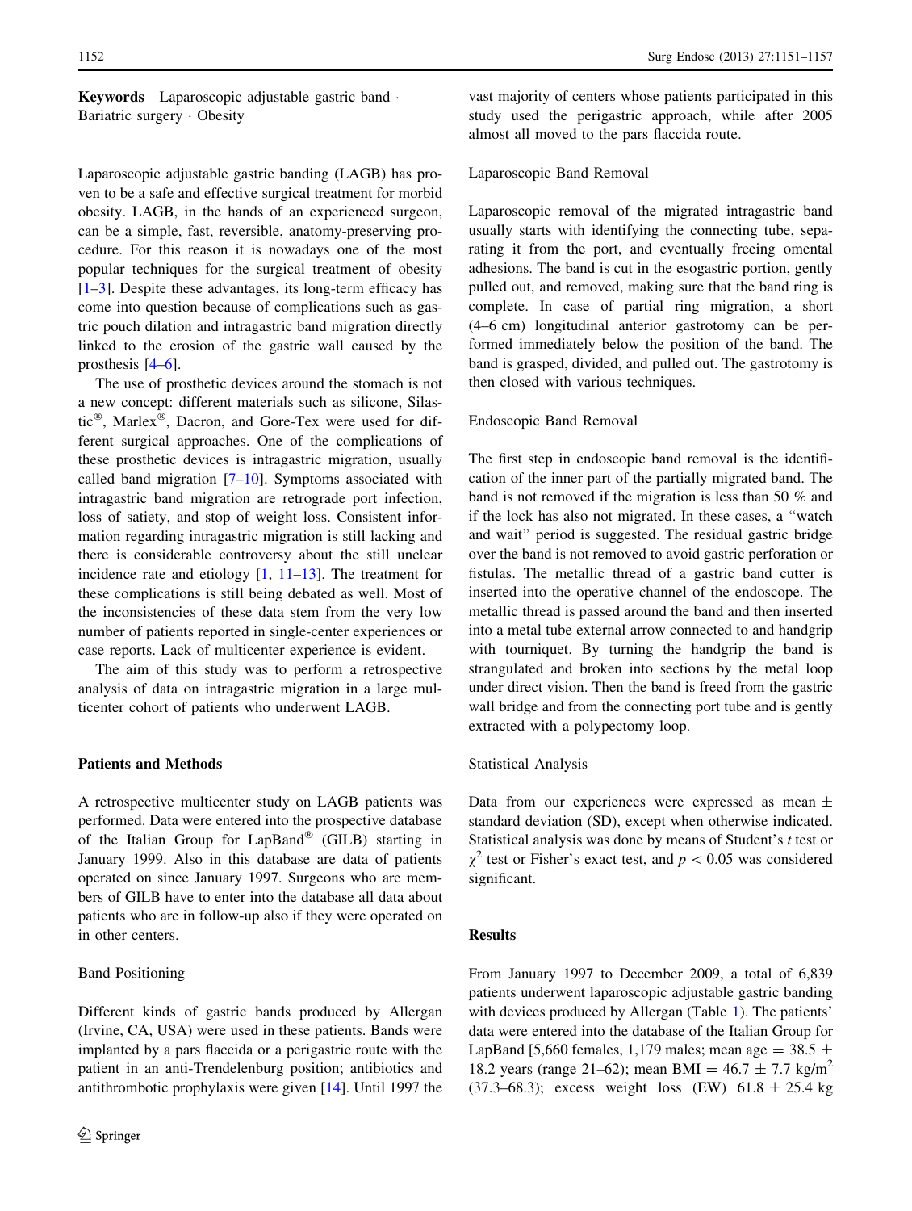**Keywords** Laparoscopic adjustable gastric band · Bariatric surgery · Obesity

Laparoscopic adjustable gastric banding (LAGB) has proven to be a safe and effective surgical treatment for morbid obesity. LAGB, in the hands of an experienced surgeon, can be a simple, fast, reversible, anatomy-preserving procedure. For this reason it is nowadays one of the most popular techniques for the surgical treatment of obesity [1–3]. Despite these advantages, its long-term efficacy has come into question because of complications such as gastric pouch dilation and intragastric band migration directly linked to the erosion of the gastric wall caused by the prosthesis [4–6].

The use of prosthetic devices around the stomach is not a new concept: different materials such as silicone, Silastic®, Marlex®, Dacron, and Gore-Tex were used for different surgical approaches. One of the complications of these prosthetic devices is intragastric migration, usually called band migration [7–10]. Symptoms associated with intragastric band migration are retrograde port infection, loss of satiety, and stop of weight loss. Consistent information regarding intragastric migration is still lacking and there is considerable controversy about the still unclear incidence rate and etiology [1, 11–13]. The treatment for these complications is still being debated as well. Most of the inconsistencies of these data stem from the very low number of patients reported in single-center experiences or case reports. Lack of multicenter experience is evident.

The aim of this study was to perform a retrospective analysis of data on intragastric migration in a large multicenter cohort of patients who underwent LAGB.

## Patients and Methods

A retrospective multicenter study on LAGB patients was performed. Data were entered into the prospective database of the Italian Group for LapBand® (GILB) starting in January 1999. Also in this database are data of patients operated on since January 1997. Surgeons who are members of GILB have to enter into the database all data about patients who are in follow-up also if they were operated on in other centers.

### Band Positioning

Different kinds of gastric bands produced by Allergan (Irvine, CA, USA) were used in these patients. Bands were implanted by a pars flaccida or a perigastric route with the patient in an anti-Trendelenburg position; antibiotics and antithrombotic prophylaxis were given [14]. Until 1997 the vast majority of centers whose patients participated in this study used the perigastric approach, while after 2005 almost all moved to the pars flaccida route.

### Laparoscopic Band Removal

Laparoscopic removal of the migrated intragastric band usually starts with identifying the connecting tube, separating it from the port, and eventually freeing omental adhesions. The band is cut in the esogastric portion, gently pulled out, and removed, making sure that the band ring is complete. In case of partial ring migration, a short (4–6 cm) longitudinal anterior gastrotomy can be performed immediately below the position of the band. The band is grasped, divided, and pulled out. The gastrotomy is then closed with various techniques.

### Endoscopic Band Removal

The first step in endoscopic band removal is the identification of the inner part of the partially migrated band. The band is not removed if the migration is less than 50 % and if the lock has also not migrated. In these cases, a "watch and wait" period is suggested. The residual gastric bridge over the band is not removed to avoid gastric perforation or fistulas. The metallic thread of a gastric band cutter is inserted into the operative channel of the endoscope. The metallic thread is passed around the band and then inserted into a metal tube external arrow connected to and handgrip with tourniquet. By turning the handgrip the band is strangulated and broken into sections by the metal loop under direct vision. Then the band is freed from the gastric wall bridge and from the connecting port tube and is gently extracted with a polypectomy loop.

### Statistical Analysis

Data from our experiences were expressed as mean ± standard deviation (SD), except when otherwise indicated. Statistical analysis was done by means of Student's *t* test or $\chi^2$ test or Fisher's exact test, and $p < 0.05$ was considered significant.

## Results

From January 1997 to December 2009, a total of 6,839 patients underwent laparoscopic adjustable gastric banding with devices produced by Allergan (Table 1). The patients' data were entered into the database of the Italian Group for LapBand [5,660 females, 1,179 males; mean age = 38.5 ± 18.2 years (range 21–62); mean BMI = 46.7 ± 7.7 kg/m$^2$ (37.3–68.3); excess weight loss (EW) 61.8 ± 25.4 kg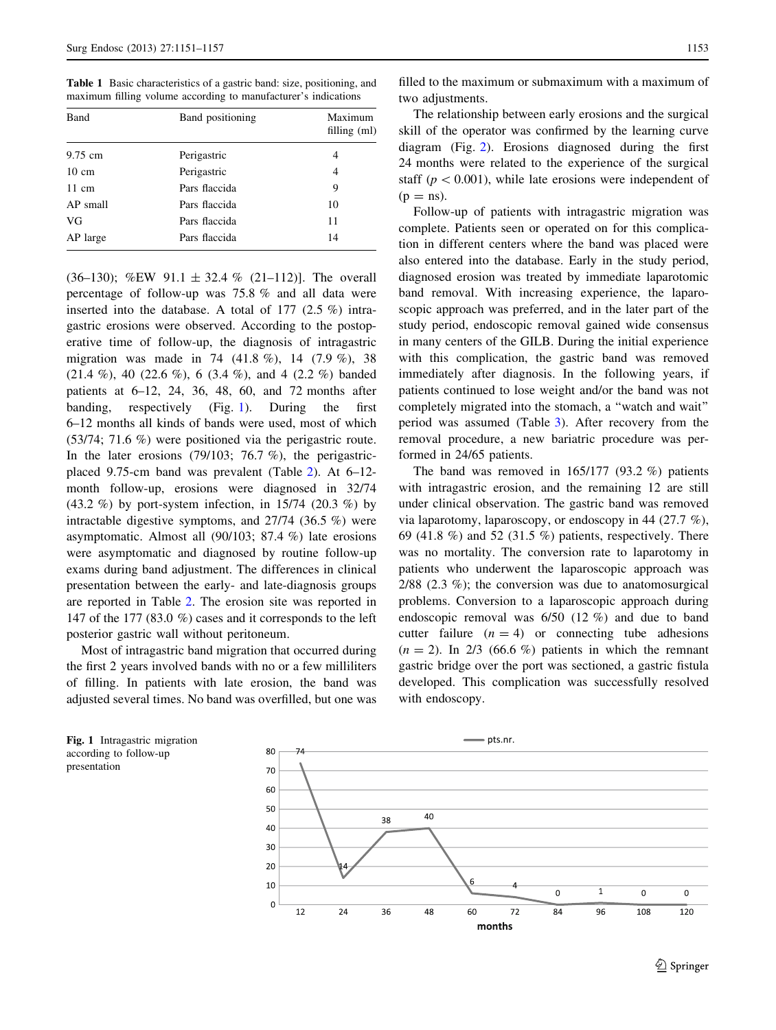**Table 1** Basic characteristics of a gastric band: size, positioning, and maximum filling volume according to manufacturer's indications

| Band | Band positioning | Maximum filling (ml) |
|---|---|---|
| 9.75 cm | Perigastric | 4 |
| 10 cm | Perigastric | 4 |
| 11 cm | Pars flaccida | 9 |
| AP small | Pars flaccida | 10 |
| VG | Pars flaccida | 11 |
| AP large | Pars flaccida | 14 |

(36–130); %EW 91.1 ± 32.4 % (21–112)]. The overall percentage of follow-up was 75.8 % and all data were inserted into the database. A total of 177 (2.5 %) intragastric erosions were observed. According to the postoperative time of follow-up, the diagnosis of intragastric migration was made in 74 (41.8 %), 14 (7.9 %), 38 (21.4 %), 40 (22.6 %), 6 (3.4 %), and 4 (2.2 %) banded patients at 6–12, 24, 36, 48, 60, and 72 months after banding, respectively (Fig. 1). During the first 6–12 months all kinds of bands were used, most of which (53/74; 71.6 %) were positioned via the perigastric route. In the later erosions (79/103; 76.7 %), the perigastric-placed 9.75-cm band was prevalent (Table 2). At 6–12-month follow-up, erosions were diagnosed in 32/74 (43.2 %) by port-system infection, in 15/74 (20.3 %) by intractable digestive symptoms, and 27/74 (36.5 %) were asymptomatic. Almost all (90/103; 87.4 %) late erosions were asymptomatic and diagnosed by routine follow-up exams during band adjustment. The differences in clinical presentation between the early- and late-diagnosis groups are reported in Table 2. The erosion site was reported in 147 of the 177 (83.0 %) cases and it corresponds to the left posterior gastric wall without peritoneum.

Most of intragastric band migration that occurred during the first 2 years involved bands with no or a few milliliters of filling. In patients with late erosion, the band was adjusted several times. No band was overfilled, but one was filled to the maximum or submaximum with a maximum of two adjustments.

The relationship between early erosions and the surgical skill of the operator was confirmed by the learning curve diagram (Fig. 2). Erosions diagnosed during the first 24 months were related to the experience of the surgical staff ($p < 0.001$), while late erosions were independent of (p = ns).

Follow-up of patients with intragastric migration was complete. Patients seen or operated on for this complication in different centers where the band was placed were also entered into the database. Early in the study period, diagnosed erosion was treated by immediate laparotomic band removal. With increasing experience, the laparoscopic approach was preferred, and in the later part of the study period, endoscopic removal gained wide consensus in many centers of the GILB. During the initial experience with this complication, the gastric band was removed immediately after diagnosis. In the following years, if patients continued to lose weight and/or the band was not completely migrated into the stomach, a "watch and wait" period was assumed (Table 3). After recovery from the removal procedure, a new bariatric procedure was performed in 24/65 patients.

The band was removed in 165/177 (93.2 %) patients with intragastric erosion, and the remaining 12 are still under clinical observation. The gastric band was removed via laparotomy, laparoscopy, or endoscopy in 44 (27.7 %), 69 (41.8 %) and 52 (31.5 %) patients, respectively. There was no mortality. The conversion rate to laparotomy in patients who underwent the laparoscopic approach was 2/88 (2.3 %); the conversion was due to anatomosurgical problems. Conversion to a laparoscopic approach during endoscopic removal was 6/50 (12 %) and due to band cutter failure ($n = 4$) or connecting tube adhesions ($n = 2$). In 2/3 (66.6 %) patients in which the remnant gastric bridge over the port was sectioned, a gastric fistula developed. This complication was successfully resolved with endoscopy.

**Fig. 1** Intragastric migration according to follow-up presentation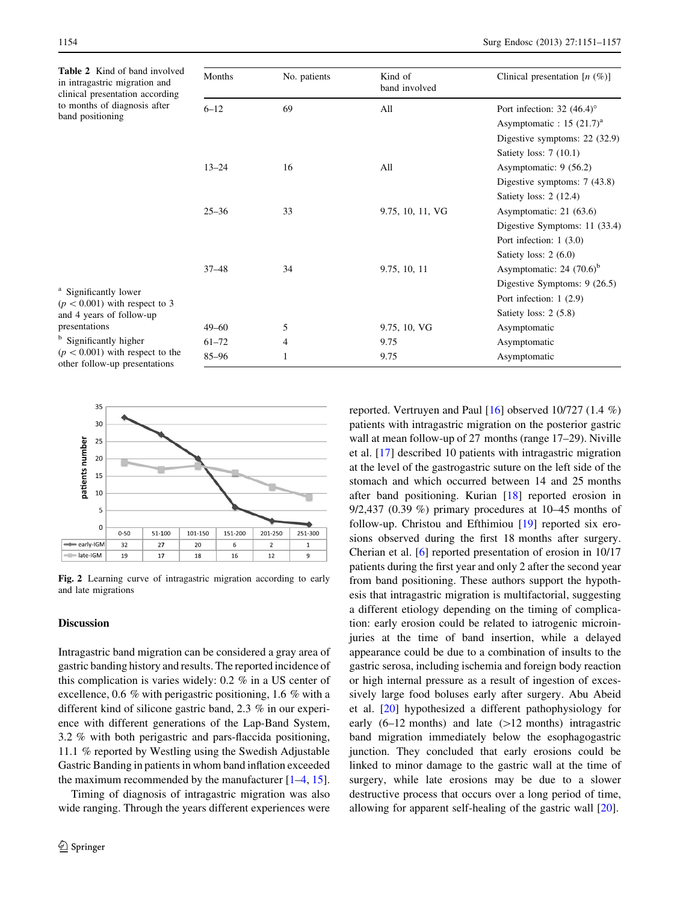**Table 2** Kind of band involved in intragastric migration and clinical presentation according to months of diagnosis after band positioning

| Months | No. patients | Kind of band involved | Clinical presentation [n (%)] |
|---|---|---|---|
| 6–12 | 69 | All | Port infection: 32 (46.4)° |
| | | | Asymptomatic : 15 (21.7)[a] |
| | | | Digestive symptoms: 22 (32.9) |
| | | | Satiety loss: 7 (10.1) |
| 13–24 | 16 | All | Asymptomatic: 9 (56.2) |
| | | | Digestive symptoms: 7 (43.8) |
| | | | Satiety loss: 2 (12.4) |
| 25–36 | 33 | 9.75, 10, 11, VG | Asymptomatic: 21 (63.6) |
| | | | Digestive Symptoms: 11 (33.4) |
| | | | Port infection: 1 (3.0) |
| | | | Satiety loss: 2 (6.0) |
| 37–48 | 34 | 9.75, 10, 11 | Asymptomatic: 24 (70.6)[b] |
| | | | Digestive Symptoms: 9 (26.5) |
| | | | Port infection: 1 (2.9) |
| | | | Satiety loss: 2 (5.8) |
| 49–60 | 5 | 9.75, 10, VG | Asymptomatic |
| 61–72 | 4 | 9.75 | Asymptomatic |
| 85–96 | 1 | 9.75 | Asymptomatic |

[a] Significantly lower ($p < 0.001$) with respect to 3 and 4 years of follow-up presentations

[b] Significantly higher ($p < 0.001$) with respect to the other follow-up presentations

| | 0-50 | 51-100 | 101-150 | 151-200 | 201-250 | 251-300 |
|---|---|---|---|---|---|---|
| early-IGM | 32 | 27 | 20 | 6 | 2 | 1 |
| late-IGM | 19 | 17 | 18 | 16 | 12 | 9 |

**Fig. 2** Learning curve of intragastric migration according to early and late migrations

## Discussion

Intragastric band migration can be considered a gray area of gastric banding history and results. The reported incidence of this complication is varies widely: 0.2 % in a US center of excellence, 0.6 % with perigastric positioning, 1.6 % with a different kind of silicone gastric band, 2.3 % in our experience with different generations of the Lap-Band System, 3.2 % with both perigastric and pars-flaccida positioning, 11.1 % reported by Westling using the Swedish Adjustable Gastric Banding in patients in whom band inflation exceeded the maximum recommended by the manufacturer [1–4, 15].

Timing of diagnosis of intragastric migration was also wide ranging. Through the years different experiences were reported. Vertruyen and Paul [16] observed 10/727 (1.4 %) patients with intragastric migration on the posterior gastric wall at mean follow-up of 27 months (range 17–29). Niville et al. [17] described 10 patients with intragastric migration at the level of the gastrogastric suture on the left side of the stomach and which occurred between 14 and 25 months after band positioning. Kurian [18] reported erosion in 9/2,437 (0.39 %) primary procedures at 10–45 months of follow-up. Christou and Efthimiou [19] reported six erosions observed during the first 18 months after surgery. Cherian et al. [6] reported presentation of erosion in 10/17 patients during the first year and only 2 after the second year from band positioning. These authors support the hypothesis that intragastric migration is multifactorial, suggesting a different etiology depending on the timing of complication: early erosion could be related to iatrogenic microinjuries at the time of band insertion, while a delayed appearance could be due to a combination of insults to the gastric serosa, including ischemia and foreign body reaction or high internal pressure as a result of ingestion of excessively large food boluses early after surgery. Abu Abeid et al. [20] hypothesized a different pathophysiology for early (6–12 months) and late (>12 months) intragastric band migration immediately below the esophagogastric junction. They concluded that early erosions could be linked to minor damage to the gastric wall at the time of surgery, while late erosions may be due to a slower destructive process that occurs over a long period of time, allowing for apparent self-healing of the gastric wall [20].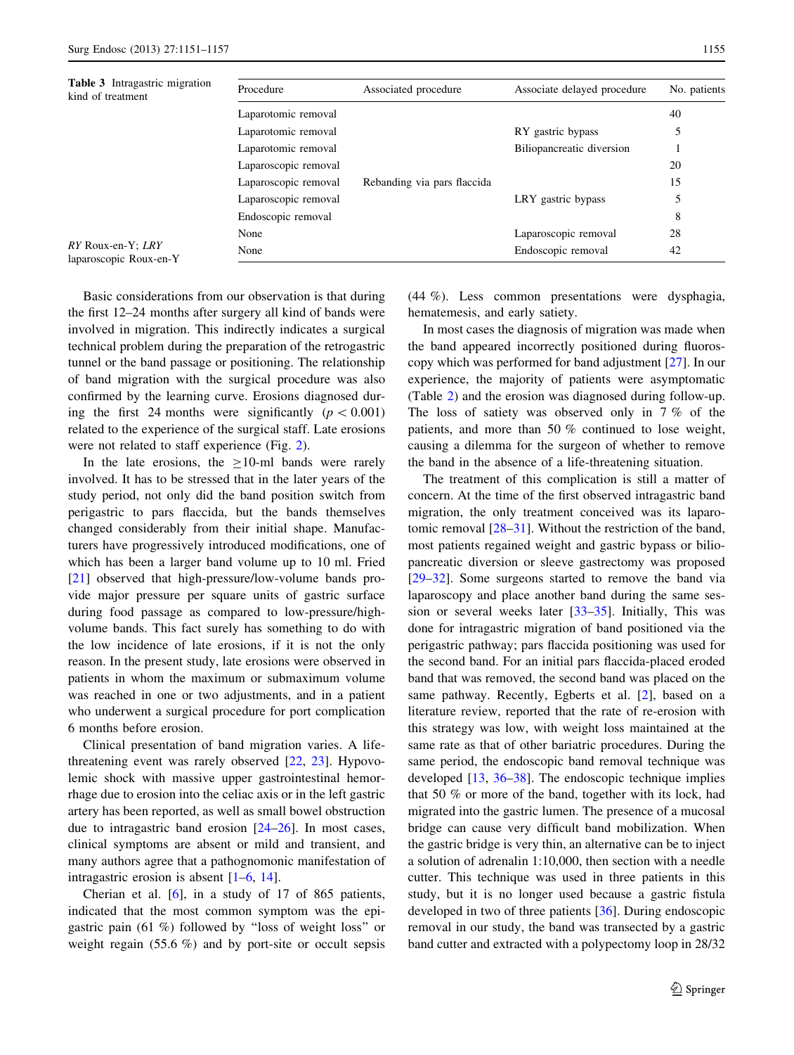**Table 3** Intragastric migration kind of treatment

| Procedure | Associated procedure | Associate delayed procedure | No. patients |
|---|---|---|---|
| Laparotomic removal | | | 40 |
| Laparotomic removal | | RY gastric bypass | 5 |
| Laparotomic removal | | Biliopancreatic diversion | 1 |
| Laparoscopic removal | | | 20 |
| Laparoscopic removal | Rebanding via pars flaccida | | 15 |
| Laparoscopic removal | | LRY gastric bypass | 5 |
| Endoscopic removal | | | 8 |
| None | | Laparoscopic removal | 28 |
| None | | Endoscopic removal | 42 |

*RY* Roux-en-Y; *LRY* laparoscopic Roux-en-Y

Basic considerations from our observation is that during the first 12–24 months after surgery all kind of bands were involved in migration. This indirectly indicates a surgical technical problem during the preparation of the retrogastric tunnel or the band passage or positioning. The relationship of band migration with the surgical procedure was also confirmed by the learning curve. Erosions diagnosed during the first 24 months were significantly ($p < 0.001$) related to the experience of the surgical staff. Late erosions were not related to staff experience (Fig. 2).

In the late erosions, the ≥10-ml bands were rarely involved. It has to be stressed that in the later years of the study period, not only did the band position switch from perigastric to pars flaccida, but the bands themselves changed considerably from their initial shape. Manufacturers have progressively introduced modifications, one of which has been a larger band volume up to 10 ml. Fried [21] observed that high-pressure/low-volume bands provide major pressure per square units of gastric surface during food passage as compared to low-pressure/high-volume bands. This fact surely has something to do with the low incidence of late erosions, if it is not the only reason. In the present study, late erosions were observed in patients in whom the maximum or submaximum volume was reached in one or two adjustments, and in a patient who underwent a surgical procedure for port complication 6 months before erosion.

Clinical presentation of band migration varies. A life-threatening event was rarely observed [22, 23]. Hypovolemic shock with massive upper gastrointestinal hemorrhage due to erosion into the celiac axis or in the left gastric artery has been reported, as well as small bowel obstruction due to intragastric band erosion [24–26]. In most cases, clinical symptoms are absent or mild and transient, and many authors agree that a pathognomonic manifestation of intragastric erosion is absent [1–6, 14].

Cherian et al. [6], in a study of 17 of 865 patients, indicated that the most common symptom was the epigastric pain (61 %) followed by "loss of weight loss" or weight regain (55.6 %) and by port-site or occult sepsis (44 %). Less common presentations were dysphagia, hematemesis, and early satiety.

In most cases the diagnosis of migration was made when the band appeared incorrectly positioned during fluoroscopy which was performed for band adjustment [27]. In our experience, the majority of patients were asymptomatic (Table 2) and the erosion was diagnosed during follow-up. The loss of satiety was observed only in 7 % of the patients, and more than 50 % continued to lose weight, causing a dilemma for the surgeon of whether to remove the band in the absence of a life-threatening situation.

The treatment of this complication is still a matter of concern. At the time of the first observed intragastric band migration, the only treatment conceived was its laparotomic removal [28–31]. Without the restriction of the band, most patients regained weight and gastric bypass or biliopancreatic diversion or sleeve gastrectomy was proposed [29–32]. Some surgeons started to remove the band via laparoscopy and place another band during the same session or several weeks later [33–35]. Initially, This was done for intragastric migration of band positioned via the perigastric pathway; pars flaccida positioning was used for the second band. For an initial pars flaccida-placed eroded band that was removed, the second band was placed on the same pathway. Recently, Egberts et al. [2], based on a literature review, reported that the rate of re-erosion with this strategy was low, with weight loss maintained at the same rate as that of other bariatric procedures. During the same period, the endoscopic band removal technique was developed [13, 36–38]. The endoscopic technique implies that 50 % or more of the band, together with its lock, had migrated into the gastric lumen. The presence of a mucosal bridge can cause very difficult band mobilization. When the gastric bridge is very thin, an alternative can be to inject a solution of adrenalin 1:10,000, then section with a needle cutter. This technique was used in three patients in this study, but it is no longer used because a gastric fistula developed in two of three patients [36]. During endoscopic removal in our study, the band was transected by a gastric band cutter and extracted with a polypectomy loop in 28/32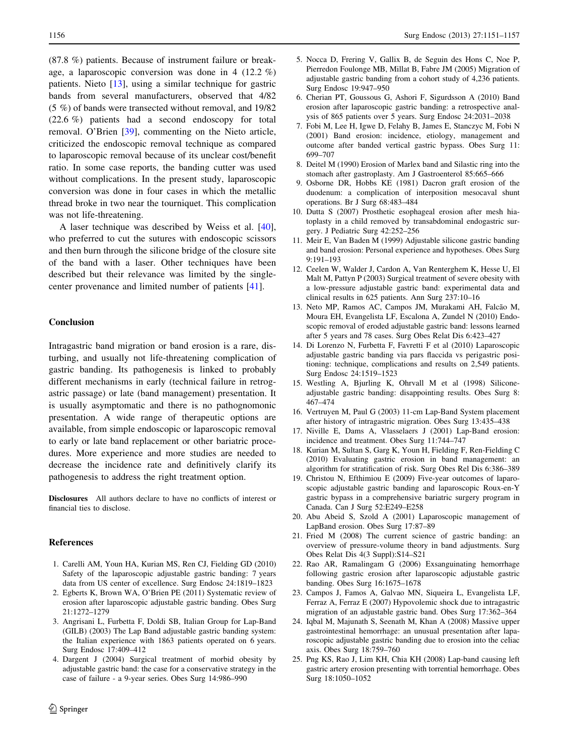(87.8 %) patients. Because of instrument failure or breakage, a laparoscopic conversion was done in 4 (12.2 %) patients. Nieto [13], using a similar technique for gastric bands from several manufacturers, observed that 4/82 (5 %) of bands were transected without removal, and 19/82 (22.6 %) patients had a second endoscopy for total removal. O'Brien [39], commenting on the Nieto article, criticized the endoscopic removal technique as compared to laparoscopic removal because of its unclear cost/benefit ratio. In some case reports, the banding cutter was used without complications. In the present study, laparoscopic conversion was done in four cases in which the metallic thread broke in two near the tourniquet. This complication was not life-threatening.

A laser technique was described by Weiss et al. [40], who preferred to cut the sutures with endoscopic scissors and then burn through the silicone bridge of the closure site of the band with a laser. Other techniques have been described but their relevance was limited by the single-center provenance and limited number of patients [41].

## Conclusion

Intragastric band migration or band erosion is a rare, disturbing, and usually not life-threatening complication of gastric banding. Its pathogenesis is linked to probably different mechanisms in early (technical failure in retrogastric passage) or late (band management) presentation. It is usually asymptomatic and there is no pathognomonic presentation. A wide range of therapeutic options are available, from simple endoscopic or laparoscopic removal to early or late band replacement or other bariatric procedures. More experience and more studies are needed to decrease the incidence rate and definitively clarify its pathogenesis to address the right treatment option.

**Disclosures** All authors declare to have no conflicts of interest or financial ties to disclose.

## References

1. Carelli AM, Youn HA, Kurian MS, Ren CJ, Fielding GD (2010) Safety of the laparoscopic adjustable gastric banding: 7 years data from US center of excellence. Surg Endosc 24:1819–1823
2. Egberts K, Brown WA, O'Brien PE (2011) Systematic review of erosion after laparoscopic adjustable gastric banding. Obes Surg 21:1272–1279
3. Angrisani L, Furbetta F, Doldi SB, Italian Group for Lap-Band (GILB) (2003) The Lap Band adjustable gastric banding system: the Italian experience with 1863 patients operated on 6 years. Surg Endosc 17:409–412
4. Dargent J (2004) Surgical treatment of morbid obesity by adjustable gastric band: the case for a conservative strategy in the case of failure - a 9-year series. Obes Surg 14:986–990
5. Nocca D, Frering V, Gallix B, de Seguin des Hons C, Noe P, Pierredon Foulonge MB, Millat B, Fabre JM (2005) Migration of adjustable gastric banding from a cohort study of 4,236 patients. Surg Endosc 19:947–950
6. Cherian PT, Goussous G, Ashori F, Sigurdsson A (2010) Band erosion after laparoscopic gastric banding: a retrospective analysis of 865 patients over 5 years. Surg Endosc 24:2031–2038
7. Fobi M, Lee H, Igwe D, Felahy B, James E, Stanczyc M, Fobi N (2001) Band erosion: incidence, etiology, management and outcome after banded vertical gastric bypass. Obes Surg 11: 699–707
8. Deitel M (1990) Erosion of Marlex band and Silastic ring into the stomach after gastroplasty. Am J Gastroenterol 85:665–666
9. Osborne DR, Hobbs KE (1981) Dacron graft erosion of the duodenum: a complication of interposition mesocaval shunt operations. Br J Surg 68:483–484
10. Dutta S (2007) Prosthetic esophageal erosion after mesh hiatoplasty in a child removed by transabdominal endogastric surgery. J Pediatric Surg 42:252–256
11. Meir E, Van Baden M (1999) Adjustable silicone gastric banding and band erosion: Personal experience and hypotheses. Obes Surg 9:191–193
12. Ceelen W, Walder J, Cardon A, Van Renterghem K, Hesse U, El Malt M, Pattyn P (2003) Surgical treatment of severe obesity with a low-pressure adjustable gastric band: experimental data and clinical results in 625 patients. Ann Surg 237:10–16
13. Neto MP, Ramos AC, Campos JM, Murakami AH, Falcão M, Moura EH, Evangelista LF, Escalona A, Zundel N (2010) Endoscopic removal of eroded adjustable gastric band: lessons learned after 5 years and 78 cases. Surg Obes Relat Dis 6:423–427
14. Di Lorenzo N, Furbetta F, Favretti F et al (2010) Laparoscopic adjustable gastric banding via pars flaccida vs perigastric positioning: technique, complications and results on 2,549 patients. Surg Endosc 24:1519–1523
15. Westling A, Bjurling K, Ohrvall M et al (1998) Silicone-adjustable gastric banding: disappointing results. Obes Surg 8: 467–474
16. Vertruyen M, Paul G (2003) 11-cm Lap-Band System placement after history of intragastric migration. Obes Surg 13:435–438
17. Niville E, Dams A, Vlasselaers J (2001) Lap-Band erosion: incidence and treatment. Obes Surg 11:744–747
18. Kurian M, Sultan S, Garg K, Youn H, Fielding F, Ren-Fielding C (2010) Evaluating gastric erosion in band management: an algorithm for stratification of risk. Surg Obes Rel Dis 6:386–389
19. Christou N, Efthimiou E (2009) Five-year outcomes of laparoscopic adjustable gastric banding and laparoscopic Roux-en-Y gastric bypass in a comprehensive bariatric surgery program in Canada. Can J Surg 52:E249–E258
20. Abu Abeid S, Szold A (2001) Laparoscopic management of LapBand erosion. Obes Surg 17:87–89
21. Fried M (2008) The current science of gastric banding: an overview of pressure-volume theory in band adjustments. Surg Obes Relat Dis 4(3 Suppl):S14–S21
22. Rao AR, Ramalingam G (2006) Exsanguinating hemorrhage following gastric erosion after laparoscopic adjustable gastric banding. Obes Surg 16:1675–1678
23. Campos J, Famos A, Galvao MN, Siqueira L, Evangelista LF, Ferraz A, Ferraz E (2007) Hypovolemic shock due to intragastric migration of an adjustable gastric band. Obes Surg 17:362–364
24. Iqbal M, Majunath S, Seenath M, Khan A (2008) Massive upper gastrointestinal hemorrhage: an unusual presentation after laparoscopic adjustable gastric banding due to erosion into the celiac axis. Obes Surg 18:759–760
25. Png KS, Rao J, Lim KH, Chia KH (2008) Lap-band causing left gastric artery erosion presenting with torrential hemorrhage. Obes Surg 18:1050–1052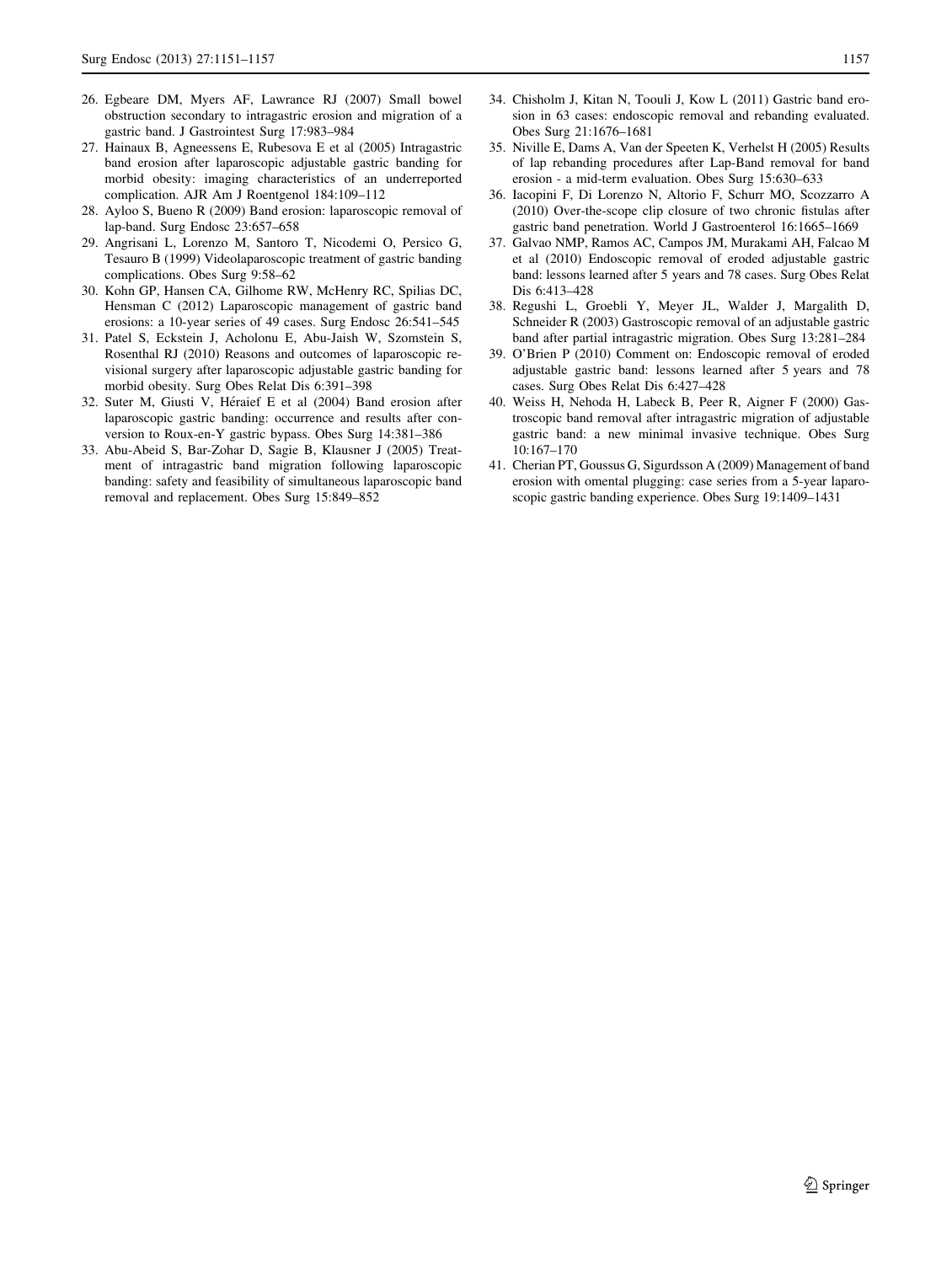26. Egbeare DM, Myers AF, Lawrance RJ (2007) Small bowel obstruction secondary to intragastric erosion and migration of a gastric band. J Gastrointest Surg 17:983–984
27. Hainaux B, Agneessens E, Rubesova E et al (2005) Intragastric band erosion after laparoscopic adjustable gastric banding for morbid obesity: imaging characteristics of an underreported complication. AJR Am J Roentgenol 184:109–112
28. Ayloo S, Bueno R (2009) Band erosion: laparoscopic removal of lap-band. Surg Endosc 23:657–658
29. Angrisani L, Lorenzo M, Santoro T, Nicodemi O, Persico G, Tesauro B (1999) Videolaparoscopic treatment of gastric banding complications. Obes Surg 9:58–62
30. Kohn GP, Hansen CA, Gilhome RW, McHenry RC, Spilias DC, Hensman C (2012) Laparoscopic management of gastric band erosions: a 10-year series of 49 cases. Surg Endosc 26:541–545
31. Patel S, Eckstein J, Acholonu E, Abu-Jaish W, Szomstein S, Rosenthal RJ (2010) Reasons and outcomes of laparoscopic revisional surgery after laparoscopic adjustable gastric banding for morbid obesity. Surg Obes Relat Dis 6:391–398
32. Suter M, Giusti V, Héraief E et al (2004) Band erosion after laparoscopic gastric banding: occurrence and results after conversion to Roux-en-Y gastric bypass. Obes Surg 14:381–386
33. Abu-Abeid S, Bar-Zohar D, Sagie B, Klausner J (2005) Treatment of intragastric band migration following laparoscopic banding: safety and feasibility of simultaneous laparoscopic band removal and replacement. Obes Surg 15:849–852
34. Chisholm J, Kitan N, Toouli J, Kow L (2011) Gastric band erosion in 63 cases: endoscopic removal and rebanding evaluated. Obes Surg 21:1676–1681
35. Niville E, Dams A, Van der Speeten K, Verhelst H (2005) Results of lap rebanding procedures after Lap-Band removal for band erosion - a mid-term evaluation. Obes Surg 15:630–633
36. Iacopini F, Di Lorenzo N, Altorio F, Schurr MO, Scozzarro A (2010) Over-the-scope clip closure of two chronic fistulas after gastric band penetration. World J Gastroenterol 16:1665–1669
37. Galvao NMP, Ramos AC, Campos JM, Murakami AH, Falcao M et al (2010) Endoscopic removal of eroded adjustable gastric band: lessons learned after 5 years and 78 cases. Surg Obes Relat Dis 6:413–428
38. Regushi L, Groebli Y, Meyer JL, Walder J, Margalith D, Schneider R (2003) Gastroscopic removal of an adjustable gastric band after partial intragastric migration. Obes Surg 13:281–284
39. O'Brien P (2010) Comment on: Endoscopic removal of eroded adjustable gastric band: lessons learned after 5 years and 78 cases. Surg Obes Relat Dis 6:427–428
40. Weiss H, Nehoda H, Labeck B, Peer R, Aigner F (2000) Gastroscopic band removal after intragastric migration of adjustable gastric band: a new minimal invasive technique. Obes Surg 10:167–170
41. Cherian PT, Goussus G, Sigurdsson A (2009) Management of band erosion with omental plugging: case series from a 5-year laparoscopic gastric banding experience. Obes Surg 19:1409–1431